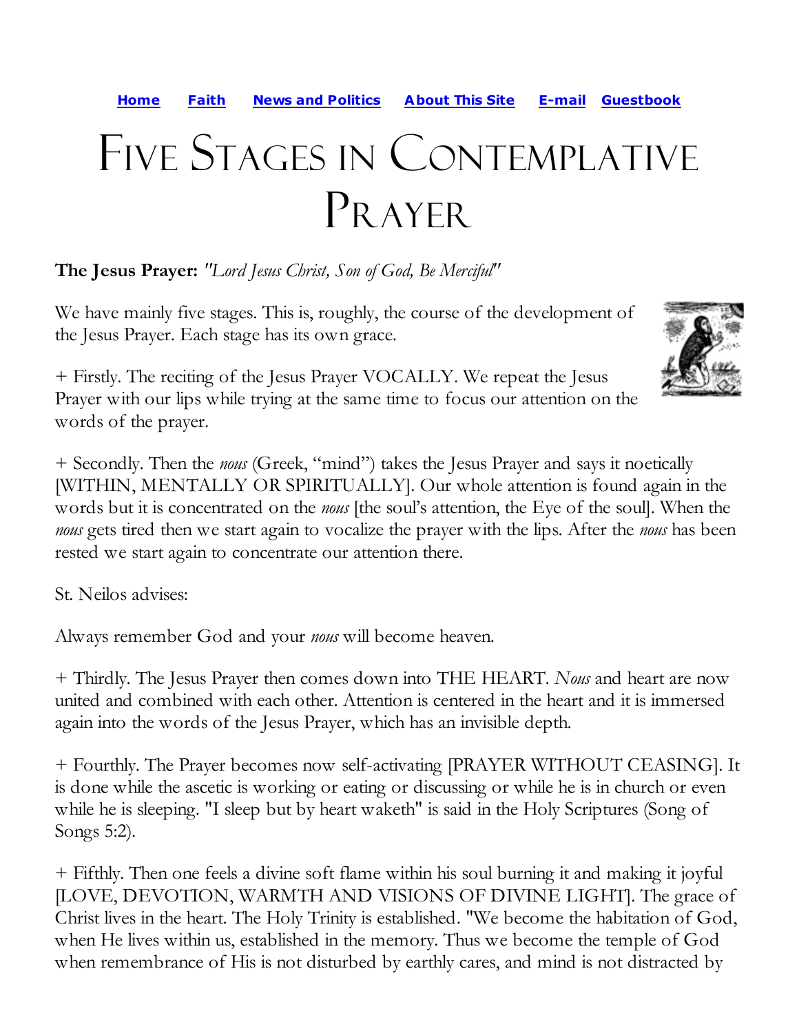Home    Faith    News and Politics    About This Site    E-mail    Guestbook

# Five Stages in Contemplative Prayer

**The Jesus Prayer:** *"Lord Jesus Christ, Son of God, Be Merciful"*

We have mainly five stages. This is, roughly, the course of the development of the Jesus Prayer. Each stage has its own grace.

+ Firstly. The reciting of the Jesus Prayer VOCALLY. We repeat the Jesus Prayer with our lips while trying at the same time to focus our attention on the words of the prayer.

+ Secondly. Then the *nous* (Greek, "mind") takes the Jesus Prayer and says it noetically [WITHIN, MENTALLY OR SPIRITUALLY]. Our whole attention is found again in the words but it is concentrated on the *nous* [the soul's attention, the Eye of the soul]. When the *nous* gets tired then we start again to vocalize the prayer with the lips. After the *nous* has been rested we start again to concentrate our attention there.

St. Neilos advises:

Always remember God and your *nous* will become heaven.

+ Thirdly. The Jesus Prayer then comes down into THE HEART. *Nous* and heart are now united and combined with each other. Attention is centered in the heart and it is immersed again into the words of the Jesus Prayer, which has an invisible depth.

+ Fourthly. The Prayer becomes now self-activating [PRAYER WITHOUT CEASING]. It is done while the ascetic is working or eating or discussing or while he is in church or even while he is sleeping. "I sleep but by heart waketh" is said in the Holy Scriptures (Song of Songs 5:2).

+ Fifthly. Then one feels a divine soft flame within his soul burning it and making it joyful [LOVE, DEVOTION, WARMTH AND VISIONS OF DIVINE LIGHT]. The grace of Christ lives in the heart. The Holy Trinity is established. "We become the habitation of God, when He lives within us, established in the memory. Thus we become the temple of God when remembrance of His is not disturbed by earthly cares, and mind is not distracted by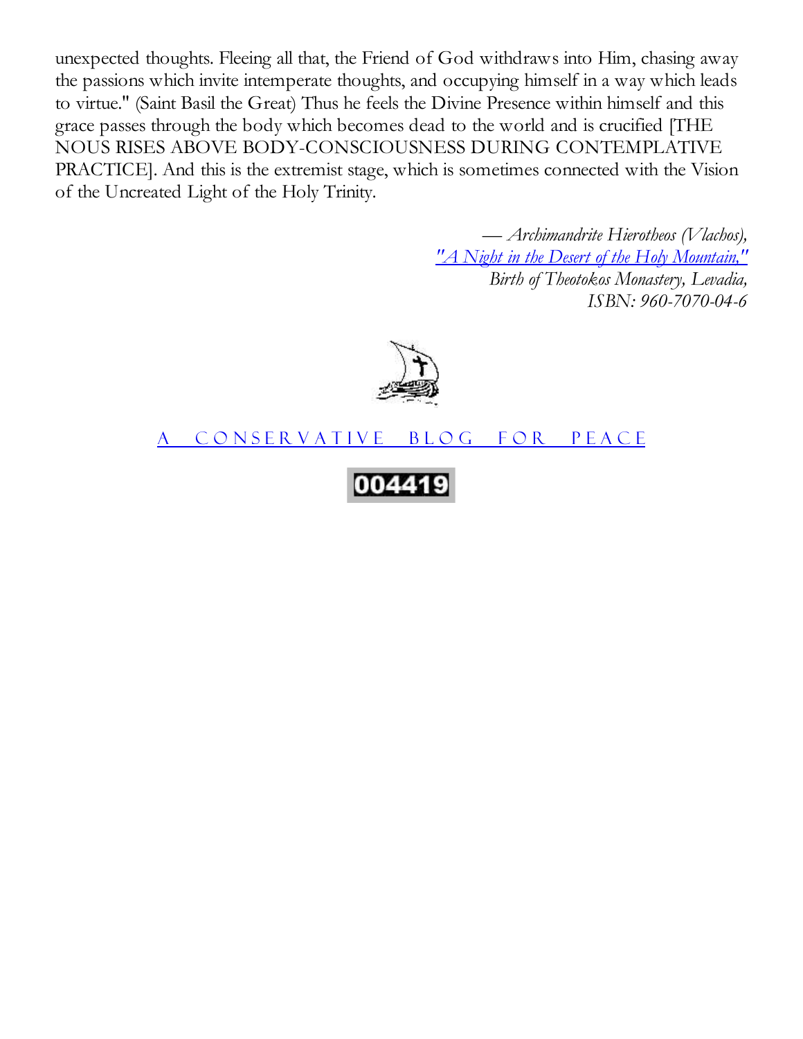unexpected thoughts. Fleeing all that, the Friend of God withdraws into Him, chasing away the passions which invite intemperate thoughts, and occupying himself in a way which leads to virtue." (Saint Basil the Great) Thus he feels the Divine Presence within himself and this grace passes through the body which becomes dead to the world and is crucified [THE NOUS RISES ABOVE BODY-CONSCIOUSNESS DURING CONTEMPLATIVE PRACTICE]. And this is the extremist stage, which is sometimes connected with the Vision of the Uncreated Light of the Holy Trinity.

*— Archimandrite Hierotheos (Vlachos),*
*"A Night in the Desert of the Holy Mountain,"*
*Birth of Theotokos Monastery, Levadia,*
*ISBN: 960-7070-04-6*

A CONSERVATIVE BLOG FOR PEACE

004419